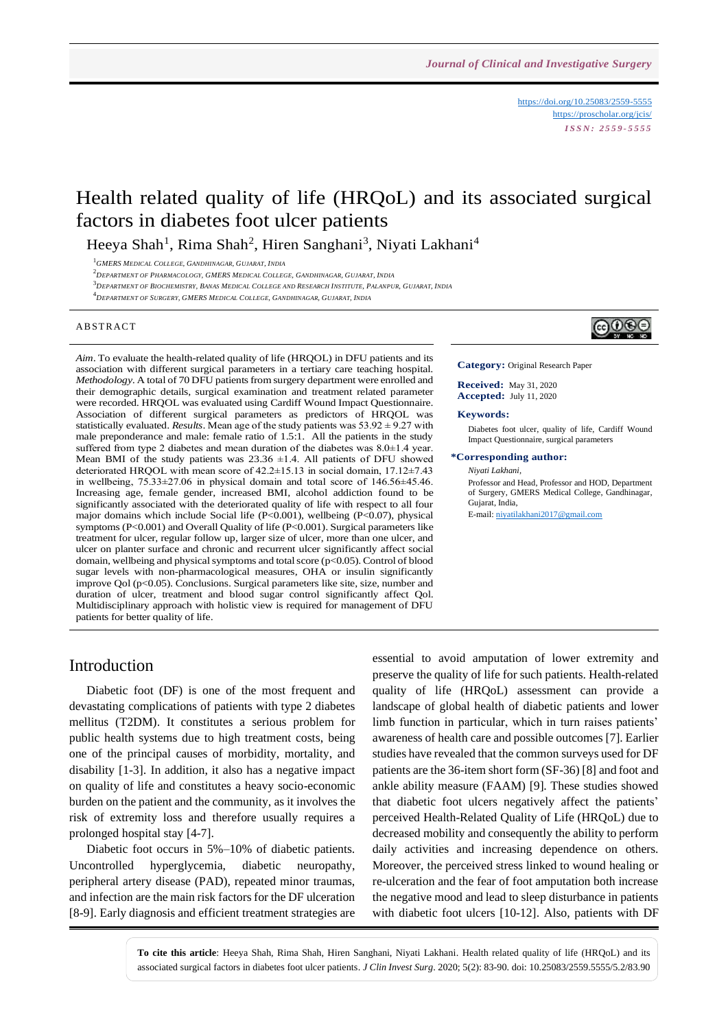# Health related quality of life (HRQoL) and its associated surgical factors in diabetes foot ulcer patients

Heeya Shah[1], Rima Shah[2], Hiren Sanghani[3], Niyati Lakhani[4]

[1]GMERS Medical College, Gandhinagar, Gujarat, India

[2]Department of Pharmacology, GMERS Medical College, Gandhinagar, Gujarat, India

[3]Department of Biochemistry, Banas Medical College and Research Institute, Palanpur, Gujarat, India

[4]Department of Surgery, GMERS Medical College, Gandhinagar, Gujarat, India

https://doi.org/10.25083/2559-5555
https://proscholar.org/jcis/
ISSN: 2559-5555

## ABSTRACT

*Aim*. To evaluate the health-related quality of life (HRQOL) in DFU patients and its association with different surgical parameters in a tertiary care teaching hospital. *Methodology*. A total of 70 DFU patients from surgery department were enrolled and their demographic details, surgical examination and treatment related parameter were recorded. HRQOL was evaluated using Cardiff Wound Impact Questionnaire. Association of different surgical parameters as predictors of HRQOL was statistically evaluated. *Results*. Mean age of the study patients was 53.92 ± 9.27 with male preponderance and male: female ratio of 1.5:1. All the patients in the study suffered from type 2 diabetes and mean duration of the diabetes was 8.0±1.4 year. Mean BMI of the study patients was 23.36 ±1.4. All patients of DFU showed deteriorated HRQOL with mean score of 42.2±15.13 in social domain, 17.12±7.43 in wellbeing, 75.33±27.06 in physical domain and total score of 146.56±45.46. Increasing age, female gender, increased BMI, alcohol addiction found to be significantly associated with the deteriorated quality of life with respect to all four major domains which include Social life (P<0.001), wellbeing (P<0.07), physical symptoms (P<0.001) and Overall Quality of life (P<0.001). Surgical parameters like treatment for ulcer, regular follow up, larger size of ulcer, more than one ulcer, and ulcer on planter surface and chronic and recurrent ulcer significantly affect social domain, wellbeing and physical symptoms and total score (p<0.05). Control of blood sugar levels with non-pharmacological measures, OHA or insulin significantly improve Qol (p<0.05). Conclusions. Surgical parameters like site, size, number and duration of ulcer, treatment and blood sugar control significantly affect Qol. Multidisciplinary approach with holistic view is required for management of DFU patients for better quality of life.

**Category:** Original Research Paper

**Received:** May 31, 2020
**Accepted:** July 11, 2020

**Keywords:**

Diabetes foot ulcer, quality of life, Cardiff Wound Impact Questionnaire, surgical parameters

**\*Corresponding author:**

*Niyati Lakhani*,

Professor and Head, Professor and HOD, Department of Surgery, GMERS Medical College, Gandhinagar, Gujarat, India,

E-mail: niyatilakhani2017@gmail.com

## Introduction

Diabetic foot (DF) is one of the most frequent and devastating complications of patients with type 2 diabetes mellitus (T2DM). It constitutes a serious problem for public health systems due to high treatment costs, being one of the principal causes of morbidity, mortality, and disability [1-3]. In addition, it also has a negative impact on quality of life and constitutes a heavy socio-economic burden on the patient and the community, as it involves the risk of extremity loss and therefore usually requires a prolonged hospital stay [4-7].

Diabetic foot occurs in 5%–10% of diabetic patients. Uncontrolled hyperglycemia, diabetic neuropathy, peripheral artery disease (PAD), repeated minor traumas, and infection are the main risk factors for the DF ulceration [8-9]. Early diagnosis and efficient treatment strategies are essential to avoid amputation of lower extremity and preserve the quality of life for such patients. Health-related quality of life (HRQoL) assessment can provide a landscape of global health of diabetic patients and lower limb function in particular, which in turn raises patients' awareness of health care and possible outcomes [7]. Earlier studies have revealed that the common surveys used for DF patients are the 36-item short form (SF-36) [8] and foot and ankle ability measure (FAAM) [9]. These studies showed that diabetic foot ulcers negatively affect the patients' perceived Health-Related Quality of Life (HRQoL) due to decreased mobility and consequently the ability to perform daily activities and increasing dependence on others. Moreover, the perceived stress linked to wound healing or re-ulceration and the fear of foot amputation both increase the negative mood and lead to sleep disturbance in patients with diabetic foot ulcers [10-12]. Also, patients with DF

**To cite this article**: Heeya Shah, Rima Shah, Hiren Sanghani, Niyati Lakhani. Health related quality of life (HRQoL) and its associated surgical factors in diabetes foot ulcer patients. *J Clin Invest Surg*. 2020; 5(2): 83-90. doi: 10.25083/2559.5555/5.2/83.90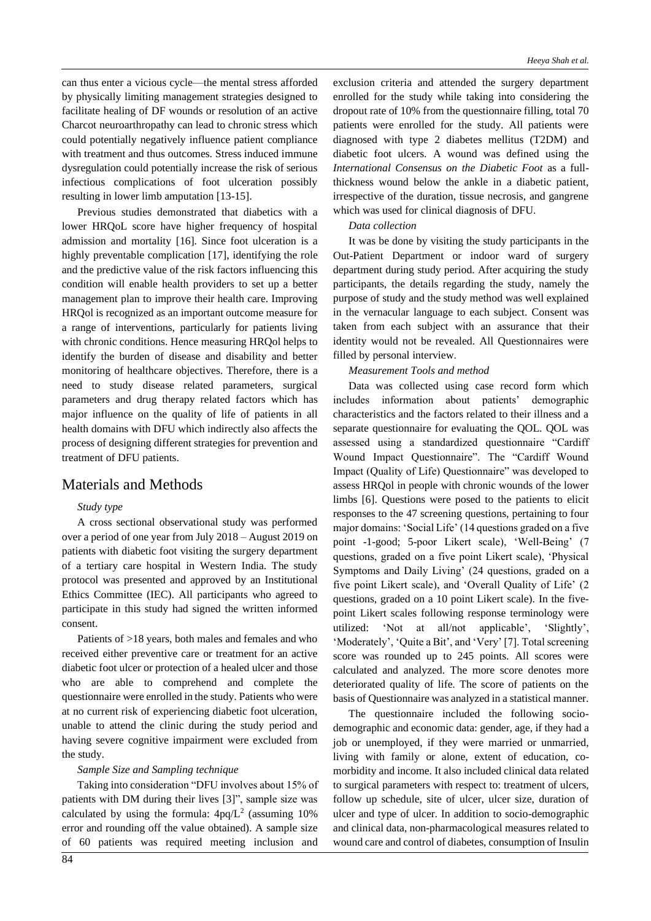can thus enter a vicious cycle—the mental stress afforded by physically limiting management strategies designed to facilitate healing of DF wounds or resolution of an active Charcot neuroarthropathy can lead to chronic stress which could potentially negatively influence patient compliance with treatment and thus outcomes. Stress induced immune dysregulation could potentially increase the risk of serious infectious complications of foot ulceration possibly resulting in lower limb amputation [13-15].

Previous studies demonstrated that diabetics with a lower HRQoL score have higher frequency of hospital admission and mortality [16]. Since foot ulceration is a highly preventable complication [17], identifying the role and the predictive value of the risk factors influencing this condition will enable health providers to set up a better management plan to improve their health care. Improving HRQol is recognized as an important outcome measure for a range of interventions, particularly for patients living with chronic conditions. Hence measuring HRQol helps to identify the burden of disease and disability and better monitoring of healthcare objectives. Therefore, there is a need to study disease related parameters, surgical parameters and drug therapy related factors which has major influence on the quality of life of patients in all health domains with DFU which indirectly also affects the process of designing different strategies for prevention and treatment of DFU patients.

## Materials and Methods

*Study type*

A cross sectional observational study was performed over a period of one year from July 2018 – August 2019 on patients with diabetic foot visiting the surgery department of a tertiary care hospital in Western India. The study protocol was presented and approved by an Institutional Ethics Committee (IEC). All participants who agreed to participate in this study had signed the written informed consent.

Patients of >18 years, both males and females and who received either preventive care or treatment for an active diabetic foot ulcer or protection of a healed ulcer and those who are able to comprehend and complete the questionnaire were enrolled in the study. Patients who were at no current risk of experiencing diabetic foot ulceration, unable to attend the clinic during the study period and having severe cognitive impairment were excluded from the study.

*Sample Size and Sampling technique*

Taking into consideration "DFU involves about 15% of patients with DM during their lives [3]", sample size was calculated by using the formula: $4pq/L^2$ (assuming 10% error and rounding off the value obtained). A sample size of 60 patients was required meeting inclusion and exclusion criteria and attended the surgery department enrolled for the study while taking into considering the dropout rate of 10% from the questionnaire filling, total 70 patients were enrolled for the study. All patients were diagnosed with type 2 diabetes mellitus (T2DM) and diabetic foot ulcers. A wound was defined using the *International Consensus on the Diabetic Foot* as a full-thickness wound below the ankle in a diabetic patient, irrespective of the duration, tissue necrosis, and gangrene which was used for clinical diagnosis of DFU.

*Data collection*

It was be done by visiting the study participants in the Out-Patient Department or indoor ward of surgery department during study period. After acquiring the study participants, the details regarding the study, namely the purpose of study and the study method was well explained in the vernacular language to each subject. Consent was taken from each subject with an assurance that their identity would not be revealed. All Questionnaires were filled by personal interview.

*Measurement Tools and method*

Data was collected using case record form which includes information about patients' demographic characteristics and the factors related to their illness and a separate questionnaire for evaluating the QOL. QOL was assessed using a standardized questionnaire "Cardiff Wound Impact Questionnaire". The "Cardiff Wound Impact (Quality of Life) Questionnaire" was developed to assess HRQol in people with chronic wounds of the lower limbs [6]. Questions were posed to the patients to elicit responses to the 47 screening questions, pertaining to four major domains: 'Social Life' (14 questions graded on a five point -1-good; 5-poor Likert scale), 'Well-Being' (7 questions, graded on a five point Likert scale), 'Physical Symptoms and Daily Living' (24 questions, graded on a five point Likert scale), and 'Overall Quality of Life' (2 questions, graded on a 10 point Likert scale). In the five-point Likert scales following response terminology were utilized: 'Not at all/not applicable', 'Slightly', 'Moderately', 'Quite a Bit', and 'Very' [7]. Total screening score was rounded up to 245 points. All scores were calculated and analyzed. The more score denotes more deteriorated quality of life. The score of patients on the basis of Questionnaire was analyzed in a statistical manner.

The questionnaire included the following socio-demographic and economic data: gender, age, if they had a job or unemployed, if they were married or unmarried, living with family or alone, extent of education, co-morbidity and income. It also included clinical data related to surgical parameters with respect to: treatment of ulcers, follow up schedule, site of ulcer, ulcer size, duration of ulcer and type of ulcer. In addition to socio-demographic and clinical data, non-pharmacological measures related to wound care and control of diabetes, consumption of Insulin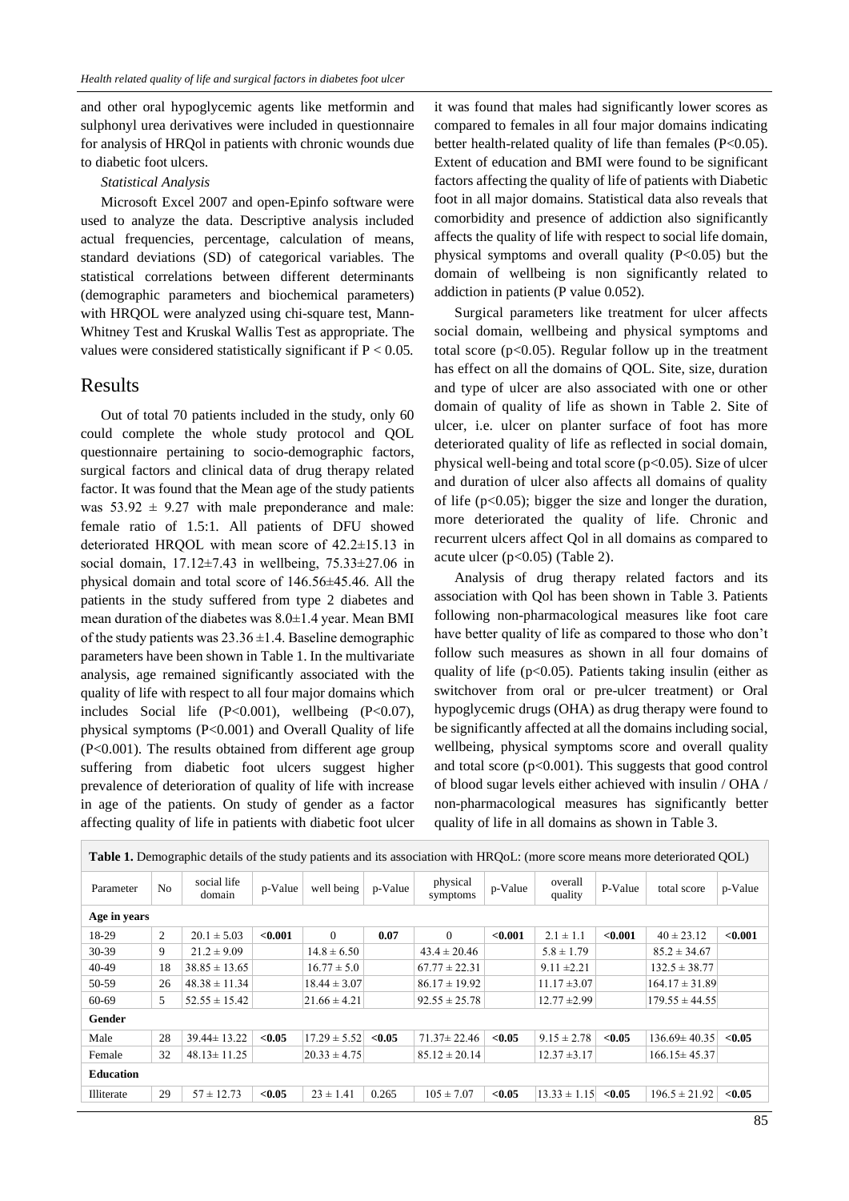and other oral hypoglycemic agents like metformin and sulphonyl urea derivatives were included in questionnaire for analysis of HRQol in patients with chronic wounds due to diabetic foot ulcers.

*Statistical Analysis*

Microsoft Excel 2007 and open-Epinfo software were used to analyze the data. Descriptive analysis included actual frequencies, percentage, calculation of means, standard deviations (SD) of categorical variables. The statistical correlations between different determinants (demographic parameters and biochemical parameters) with HRQOL were analyzed using chi-square test, Mann-Whitney Test and Kruskal Wallis Test as appropriate. The values were considered statistically significant if $P < 0.05$.

## Results

Out of total 70 patients included in the study, only 60 could complete the whole study protocol and QOL questionnaire pertaining to socio-demographic factors, surgical factors and clinical data of drug therapy related factor. It was found that the Mean age of the study patients was $53.92 \pm 9.27$ with male preponderance and male: female ratio of 1.5:1. All patients of DFU showed deteriorated HRQOL with mean score of 42.2±15.13 in social domain, 17.12±7.43 in wellbeing, 75.33±27.06 in physical domain and total score of 146.56±45.46. All the patients in the study suffered from type 2 diabetes and mean duration of the diabetes was 8.0±1.4 year. Mean BMI of the study patients was 23.36 ±1.4. Baseline demographic parameters have been shown in Table 1. In the multivariate analysis, age remained significantly associated with the quality of life with respect to all four major domains which includes Social life ($P<0.001$), wellbeing ($P<0.07$), physical symptoms ($P<0.001$) and Overall Quality of life ($P<0.001$). The results obtained from different age group suffering from diabetic foot ulcers suggest higher prevalence of deterioration of quality of life with increase in age of the patients. On study of gender as a factor affecting quality of life in patients with diabetic foot ulcer it was found that males had significantly lower scores as compared to females in all four major domains indicating better health-related quality of life than females ($P<0.05$). Extent of education and BMI were found to be significant factors affecting the quality of life of patients with Diabetic foot in all major domains. Statistical data also reveals that comorbidity and presence of addiction also significantly affects the quality of life with respect to social life domain, physical symptoms and overall quality ($P<0.05$) but the domain of wellbeing is non significantly related to addiction in patients (P value 0.052).

Surgical parameters like treatment for ulcer affects social domain, wellbeing and physical symptoms and total score ($p<0.05$). Regular follow up in the treatment has effect on all the domains of QOL. Site, size, duration and type of ulcer are also associated with one or other domain of quality of life as shown in Table 2. Site of ulcer, i.e. ulcer on planter surface of foot has more deteriorated quality of life as reflected in social domain, physical well-being and total score ($p<0.05$). Size of ulcer and duration of ulcer also affects all domains of quality of life ($p<0.05$); bigger the size and longer the duration, more deteriorated the quality of life. Chronic and recurrent ulcers affect Qol in all domains as compared to acute ulcer ($p<0.05$) (Table 2).

Analysis of drug therapy related factors and its association with Qol has been shown in Table 3. Patients following non-pharmacological measures like foot care have better quality of life as compared to those who don't follow such measures as shown in all four domains of quality of life ($p<0.05$). Patients taking insulin (either as switchover from oral or pre-ulcer treatment) or Oral hypoglycemic drugs (OHA) as drug therapy were found to be significantly affected at all the domains including social, wellbeing, physical symptoms score and overall quality and total score ($p<0.001$). This suggests that good control of blood sugar levels either achieved with insulin / OHA / non-pharmacological measures has significantly better quality of life in all domains as shown in Table 3.

**Table 1.** Demographic details of the study patients and its association with HRQoL: (more score means more deteriorated QOL)

| Parameter | No | social life domain | p-Value | well being | p-Value | physical symptoms | p-Value | overall quality | P-Value | total score | p-Value |
|---|---|---|---|---|---|---|---|---|---|---|---|
| **Age in years** | | | | | | | | | | | |
| 18-29 | 2 | 20.1 ± 5.03 | **<0.001** | 0 | **0.07** | 0 | **<0.001** | 2.1 ± 1.1 | **<0.001** | 40 ± 23.12 | **<0.001** |
| 30-39 | 9 | 21.2 ± 9.09 | | 14.8 ± 6.50 | | 43.4 ± 20.46 | | 5.8 ± 1.79 | | 85.2 ± 34.67 | |
| 40-49 | 18 | 38.85 ± 13.65 | | 16.77 ± 5.0 | | 67.77 ± 22.31 | | 9.11 ±2.21 | | 132.5 ± 38.77 | |
| 50-59 | 26 | 48.38 ± 11.34 | | 18.44 ± 3.07 | | 86.17 ± 19.92 | | 11.17 ±3.07 | | 164.17 ± 31.89 | |
| 60-69 | 5 | 52.55 ± 15.42 | | 21.66 ± 4.21 | | 92.55 ± 25.78 | | 12.77 ±2.99 | | 179.55 ± 44.55 | |
| **Gender** | | | | | | | | | | | |
| Male | 28 | 39.44± 13.22 | **<0.05** | 17.29 ± 5.52 | **<0.05** | 71.37± 22.46 | **<0.05** | 9.15 ± 2.78 | **<0.05** | 136.69± 40.35 | **<0.05** |
| Female | 32 | 48.13± 11.25 | | 20.33 ± 4.75 | | 85.12 ± 20.14 | | 12.37 ±3.17 | | 166.15± 45.37 | |
| **Education** | | | | | | | | | | | |
| Illiterate | 29 | 57 ± 12.73 | **<0.05** | 23 ± 1.41 | 0.265 | 105 ± 7.07 | **<0.05** | 13.33 ± 1.15 | **<0.05** | 196.5 ± 21.92 | **<0.05** |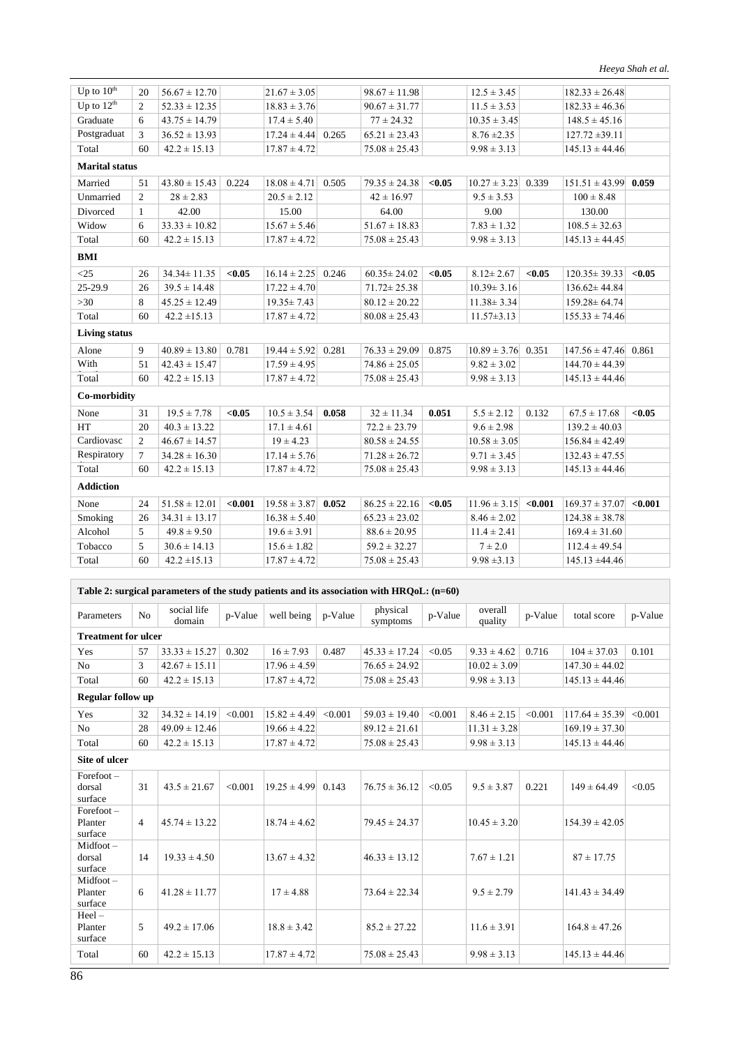| Up to 10th | 20 | 56.67 ± 12.70 | | 21.67 ± 3.05 | | 98.67 ± 11.98 | | 12.5 ± 3.45 | | 182.33 ± 26.48 | |
|---|---|---|---|---|---|---|---|---|---|---|---|
| Up to 12th | 2 | 52.33 ± 12.35 | | 18.83 ± 3.76 | | 90.67 ± 31.77 | | 11.5 ± 3.53 | | 182.33 ± 46.36 | |
| Graduate | 6 | 43.75 ± 14.79 | | 17.4 ± 5.40 | | 77 ± 24.32 | | 10.35 ± 3.45 | | 148.5 ± 45.16 | |
| Postgraduat | 3 | 36.52 ± 13.93 | | 17.24 ± 4.44 | 0.265 | 65.21 ± 23.43 | | 8.76 ±2.35 | | 127.72 ±39.11 | |
| Total | 60 | 42.2 ± 15.13 | | 17.87 ± 4.72 | | 75.08 ± 25.43 | | 9.98 ± 3.13 | | 145.13 ± 44.46 | |
| **Marital status** | | | | | | | | | | | |
| Married | 51 | 43.80 ± 15.43 | 0.224 | 18.08 ± 4.71 | 0.505 | 79.35 ± 24.38 | **<0.05** | 10.27 ± 3.23 | 0.339 | 151.51 ± 43.99 | **0.059** |
| Unmarried | 2 | 28 ± 2.83 | | 20.5 ± 2.12 | | 42 ± 16.97 | | 9.5 ± 3.53 | | 100 ± 8.48 | |
| Divorced | 1 | 42.00 | | 15.00 | | 64.00 | | 9.00 | | 130.00 | |
| Widow | 6 | 33.33 ± 10.82 | | 15.67 ± 5.46 | | 51.67 ± 18.83 | | 7.83 ± 1.32 | | 108.5 ± 32.63 | |
| Total | 60 | 42.2 ± 15.13 | | 17.87 ± 4.72 | | 75.08 ± 25.43 | | 9.98 ± 3.13 | | 145.13 ± 44.45 | |
| **BMI** | | | | | | | | | | | |
| <25 | 26 | 34.34± 11.35 | **<0.05** | 16.14 ± 2.25 | 0.246 | 60.35± 24.02 | **<0.05** | 8.12± 2.67 | **<0.05** | 120.35± 39.33 | **<0.05** |
| 25-29.9 | 26 | 39.5 ± 14.48 | | 17.22 ± 4.70 | | 71.72± 25.38 | | 10.39± 3.16 | | 136.62± 44.84 | |
| >30 | 8 | 45.25 ± 12.49 | | 19.35± 7.43 | | 80.12 ± 20.22 | | 11.38± 3.34 | | 159.28± 64.74 | |
| Total | 60 | 42.2 ±15.13 | | 17.87 ± 4.72 | | 80.08 ± 25.43 | | 11.57±3.13 | | 155.33 ± 74.46 | |
| **Living status** | | | | | | | | | | | |
| Alone | 9 | 40.89 ± 13.80 | 0.781 | 19.44 ± 5.92 | 0.281 | 76.33 ± 29.09 | 0.875 | 10.89 ± 3.76 | 0.351 | 147.56 ± 47.46 | 0.861 |
| With | 51 | 42.43 ± 15.47 | | 17.59 ± 4.95 | | 74.86 ± 25.05 | | 9.82 ± 3.02 | | 144.70 ± 44.39 | |
| Total | 60 | 42.2 ± 15.13 | | 17.87 ± 4.72 | | 75.08 ± 25.43 | | 9.98 ± 3.13 | | 145.13 ± 44.46 | |
| **Co-morbidity** | | | | | | | | | | | |
| None | 31 | 19.5 ± 7.78 | **<0.05** | 10.5 ± 3.54 | **0.058** | 32 ± 11.34 | **0.051** | 5.5 ± 2.12 | 0.132 | 67.5 ± 17.68 | **<0.05** |
| HT | 20 | 40.3 ± 13.22 | | 17.1 ± 4.61 | | 72.2 ± 23.79 | | 9.6 ± 2.98 | | 139.2 ± 40.03 | |
| Cardiovasc | 2 | 46.67 ± 14.57 | | 19 ± 4.23 | | 80.58 ± 24.55 | | 10.58 ± 3.05 | | 156.84 ± 42.49 | |
| Respiratory | 7 | 34.28 ± 16.30 | | 17.14 ± 5.76 | | 71.28 ± 26.72 | | 9.71 ± 3.45 | | 132.43 ± 47.55 | |
| Total | 60 | 42.2 ± 15.13 | | 17.87 ± 4.72 | | 75.08 ± 25.43 | | 9.98 ± 3.13 | | 145.13 ± 44.46 | |
| **Addiction** | | | | | | | | | | | |
| None | 24 | 51.58 ± 12.01 | **<0.001** | 19.58 ± 3.87 | **0.052** | 86.25 ± 22.16 | **<0.05** | 11.96 ± 3.15 | **<0.001** | 169.37 ± 37.07 | **<0.001** |
| Smoking | 26 | 34.31 ± 13.17 | | 16.38 ± 5.40 | | 65.23 ± 23.02 | | 8.46 ± 2.02 | | 124.38 ± 38.78 | |
| Alcohol | 5 | 49.8 ± 9.50 | | 19.6 ± 3.91 | | 88.6 ± 20.95 | | 11.4 ± 2.41 | | 169.4 ± 31.60 | |
| Tobacco | 5 | 30.6 ± 14.13 | | 15.6 ± 1.82 | | 59.2 ± 32.27 | | 7 ± 2.0 | | 112.4 ± 49.54 | |
| Total | 60 | 42.2 ±15.13 | | 17.87 ± 4.72 | | 75.08 ± 25.43 | | 9.98 ±3.13 | | 145.13 ±44.46 | |

**Table 2: surgical parameters of the study patients and its association with HRQoL: (n=60)**

| Parameters | No | social life domain | p-Value | well being | p-Value | physical symptoms | p-Value | overall quality | p-Value | total score | p-Value |
|---|---|---|---|---|---|---|---|---|---|---|---|
| **Treatment for ulcer** | | | | | | | | | | | |
| Yes | 57 | 33.33 ± 15.27 | 0.302 | 16 ± 7.93 | 0.487 | 45.33 ± 17.24 | <0.05 | 9.33 ± 4.62 | 0.716 | 104 ± 37.03 | 0.101 |
| No | 3 | 42.67 ± 15.11 | | 17.96 ± 4.59 | | 76.65 ± 24.92 | | 10.02 ± 3.09 | | 147.30 ± 44.02 | |
| Total | 60 | 42.2 ± 15.13 | | 17.87 ± 4,72 | | 75.08 ± 25.43 | | 9.98 ± 3.13 | | 145.13 ± 44.46 | |
| **Regular follow up** | | | | | | | | | | | |
| Yes | 32 | 34.32 ± 14.19 | <0.001 | 15.82 ± 4.49 | <0.001 | 59.03 ± 19.40 | <0.001 | 8.46 ± 2.15 | <0.001 | 117.64 ± 35.39 | <0.001 |
| No | 28 | 49.09 ± 12.46 | | 19.66 ± 4.22 | | 89.12 ± 21.61 | | 11.31 ± 3.28 | | 169.19 ± 37.30 | |
| Total | 60 | 42.2 ± 15.13 | | 17.87 ± 4.72 | | 75.08 ± 25.43 | | 9.98 ± 3.13 | | 145.13 ± 44.46 | |
| **Site of ulcer** | | | | | | | | | | | |
| Forefoot – dorsal surface | 31 | 43.5 ± 21.67 | <0.001 | 19.25 ± 4.99 | 0.143 | 76.75 ± 36.12 | <0.05 | 9.5 ± 3.87 | 0.221 | 149 ± 64.49 | <0.05 |
| Forefoot – Planter surface | 4 | 45.74 ± 13.22 | | 18.74 ± 4.62 | | 79.45 ± 24.37 | | 10.45 ± 3.20 | | 154.39 ± 42.05 | |
| Midfoot – dorsal surface | 14 | 19.33 ± 4.50 | | 13.67 ± 4.32 | | 46.33 ± 13.12 | | 7.67 ± 1.21 | | 87 ± 17.75 | |
| Midfoot – Planter surface | 6 | 41.28 ± 11.77 | | 17 ± 4.88 | | 73.64 ± 22.34 | | 9.5 ± 2.79 | | 141.43 ± 34.49 | |
| Heel – Planter surface | 5 | 49.2 ± 17.06 | | 18.8 ± 3.42 | | 85.2 ± 27.22 | | 11.6 ± 3.91 | | 164.8 ± 47.26 | |
| Total | 60 | 42.2 ± 15.13 | | 17.87 ± 4.72 | | 75.08 ± 25.43 | | 9.98 ± 3.13 | | 145.13 ± 44.46 | |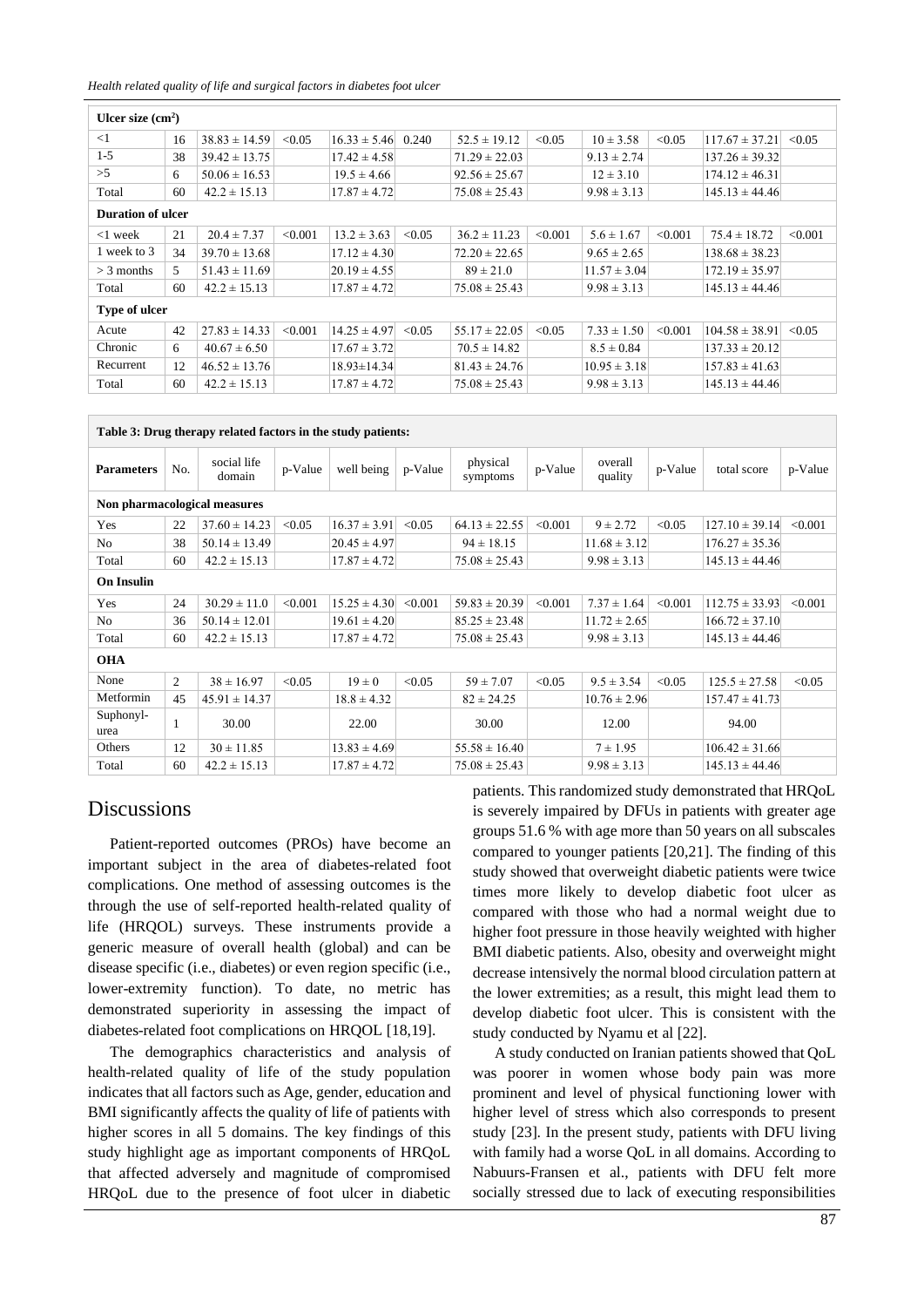| Ulcer size (cm²) | | | | | | | | | | | |
|---|---|---|---|---|---|---|---|---|---|---|---|
| <1 | 16 | 38.83 ± 14.59 | <0.05 | 16.33 ± 5.46 | 0.240 | 52.5 ± 19.12 | <0.05 | 10 ± 3.58 | <0.05 | 117.67 ± 37.21 | <0.05 |
| 1-5 | 38 | 39.42 ± 13.75 | | 17.42 ± 4.58 | | 71.29 ± 22.03 | | 9.13 ± 2.74 | | 137.26 ± 39.32 | |
| >5 | 6 | 50.06 ± 16.53 | | 19.5 ± 4.66 | | 92.56 ± 25.67 | | 12 ± 3.10 | | 174.12 ± 46.31 | |
| Total | 60 | 42.2 ± 15.13 | | 17.87 ± 4.72 | | 75.08 ± 25.43 | | 9.98 ± 3.13 | | 145.13 ± 44.46 | |
| **Duration of ulcer** | | | | | | | | | | | |
| <1 week | 21 | 20.4 ± 7.37 | <0.001 | 13.2 ± 3.63 | <0.05 | 36.2 ± 11.23 | <0.001 | 5.6 ± 1.67 | <0.001 | 75.4 ± 18.72 | <0.001 |
| 1 week to 3 | 34 | 39.70 ± 13.68 | | 17.12 ± 4.30 | | 72.20 ± 22.65 | | 9.65 ± 2.65 | | 138.68 ± 38.23 | |
| > 3 months | 5 | 51.43 ± 11.69 | | 20.19 ± 4.55 | | 89 ± 21.0 | | 11.57 ± 3.04 | | 172.19 ± 35.97 | |
| Total | 60 | 42.2 ± 15.13 | | 17.87 ± 4.72 | | 75.08 ± 25.43 | | 9.98 ± 3.13 | | 145.13 ± 44.46 | |
| **Type of ulcer** | | | | | | | | | | | |
| Acute | 42 | 27.83 ± 14.33 | <0.001 | 14.25 ± 4.97 | <0.05 | 55.17 ± 22.05 | <0.05 | 7.33 ± 1.50 | <0.001 | 104.58 ± 38.91 | <0.05 |
| Chronic | 6 | 40.67 ± 6.50 | | 17.67 ± 3.72 | | 70.5 ± 14.82 | | 8.5 ± 0.84 | | 137.33 ± 20.12 | |
| Recurrent | 12 | 46.52 ± 13.76 | | 18.93±14.34 | | 81.43 ± 24.76 | | 10.95 ± 3.18 | | 157.83 ± 41.63 | |
| Total | 60 | 42.2 ± 15.13 | | 17.87 ± 4.72 | | 75.08 ± 25.43 | | 9.98 ± 3.13 | | 145.13 ± 44.46 | |

**Table 3: Drug therapy related factors in the study patients:**

| Parameters | No. | social life domain | p-Value | well being | p-Value | physical symptoms | p-Value | overall quality | p-Value | total score | p-Value |
|---|---|---|---|---|---|---|---|---|---|---|---|
| **Non pharmacological measures** | | | | | | | | | | | |
| Yes | 22 | 37.60 ± 14.23 | <0.05 | 16.37 ± 3.91 | <0.05 | 64.13 ± 22.55 | <0.001 | 9 ± 2.72 | <0.05 | 127.10 ± 39.14 | <0.001 |
| No | 38 | 50.14 ± 13.49 | | 20.45 ± 4.97 | | 94 ± 18.15 | | 11.68 ± 3.12 | | 176.27 ± 35.36 | |
| Total | 60 | 42.2 ± 15.13 | | 17.87 ± 4.72 | | 75.08 ± 25.43 | | 9.98 ± 3.13 | | 145.13 ± 44.46 | |
| **On Insulin** | | | | | | | | | | | |
| Yes | 24 | 30.29 ± 11.0 | <0.001 | 15.25 ± 4.30 | <0.001 | 59.83 ± 20.39 | <0.001 | 7.37 ± 1.64 | <0.001 | 112.75 ± 33.93 | <0.001 |
| No | 36 | 50.14 ± 12.01 | | 19.61 ± 4.20 | | 85.25 ± 23.48 | | 11.72 ± 2.65 | | 166.72 ± 37.10 | |
| Total | 60 | 42.2 ± 15.13 | | 17.87 ± 4.72 | | 75.08 ± 25.43 | | 9.98 ± 3.13 | | 145.13 ± 44.46 | |
| **OHA** | | | | | | | | | | | |
| None | 2 | 38 ± 16.97 | <0.05 | 19 ± 0 | <0.05 | 59 ± 7.07 | <0.05 | 9.5 ± 3.54 | <0.05 | 125.5 ± 27.58 | <0.05 |
| Metformin | 45 | 45.91 ± 14.37 | | 18.8 ± 4.32 | | 82 ± 24.25 | | 10.76 ± 2.96 | | 157.47 ± 41.73 | |
| Suphonyl-urea | 1 | 30.00 | | 22.00 | | 30.00 | | 12.00 | | 94.00 | |
| Others | 12 | 30 ± 11.85 | | 13.83 ± 4.69 | | 55.58 ± 16.40 | | 7 ± 1.95 | | 106.42 ± 31.66 | |
| Total | 60 | 42.2 ± 15.13 | | 17.87 ± 4.72 | | 75.08 ± 25.43 | | 9.98 ± 3.13 | | 145.13 ± 44.46 | |

## Discussions

Patient-reported outcomes (PROs) have become an important subject in the area of diabetes-related foot complications. One method of assessing outcomes is the through the use of self-reported health-related quality of life (HRQOL) surveys. These instruments provide a generic measure of overall health (global) and can be disease specific (i.e., diabetes) or even region specific (i.e., lower-extremity function). To date, no metric has demonstrated superiority in assessing the impact of diabetes-related foot complications on HRQOL [18,19].

The demographics characteristics and analysis of health-related quality of life of the study population indicates that all factors such as Age, gender, education and BMI significantly affects the quality of life of patients with higher scores in all 5 domains. The key findings of this study highlight age as important components of HRQoL that affected adversely and magnitude of compromised HRQoL due to the presence of foot ulcer in diabetic patients. This randomized study demonstrated that HRQoL is severely impaired by DFUs in patients with greater age groups 51.6 % with age more than 50 years on all subscales compared to younger patients [20,21]. The finding of this study showed that overweight diabetic patients were twice times more likely to develop diabetic foot ulcer as compared with those who had a normal weight due to higher foot pressure in those heavily weighted with higher BMI diabetic patients. Also, obesity and overweight might decrease intensively the normal blood circulation pattern at the lower extremities; as a result, this might lead them to develop diabetic foot ulcer. This is consistent with the study conducted by Nyamu et al [22].

A study conducted on Iranian patients showed that QoL was poorer in women whose body pain was more prominent and level of physical functioning lower with higher level of stress which also corresponds to present study [23]. In the present study, patients with DFU living with family had a worse QoL in all domains. According to Nabuurs-Fransen et al., patients with DFU felt more socially stressed due to lack of executing responsibilities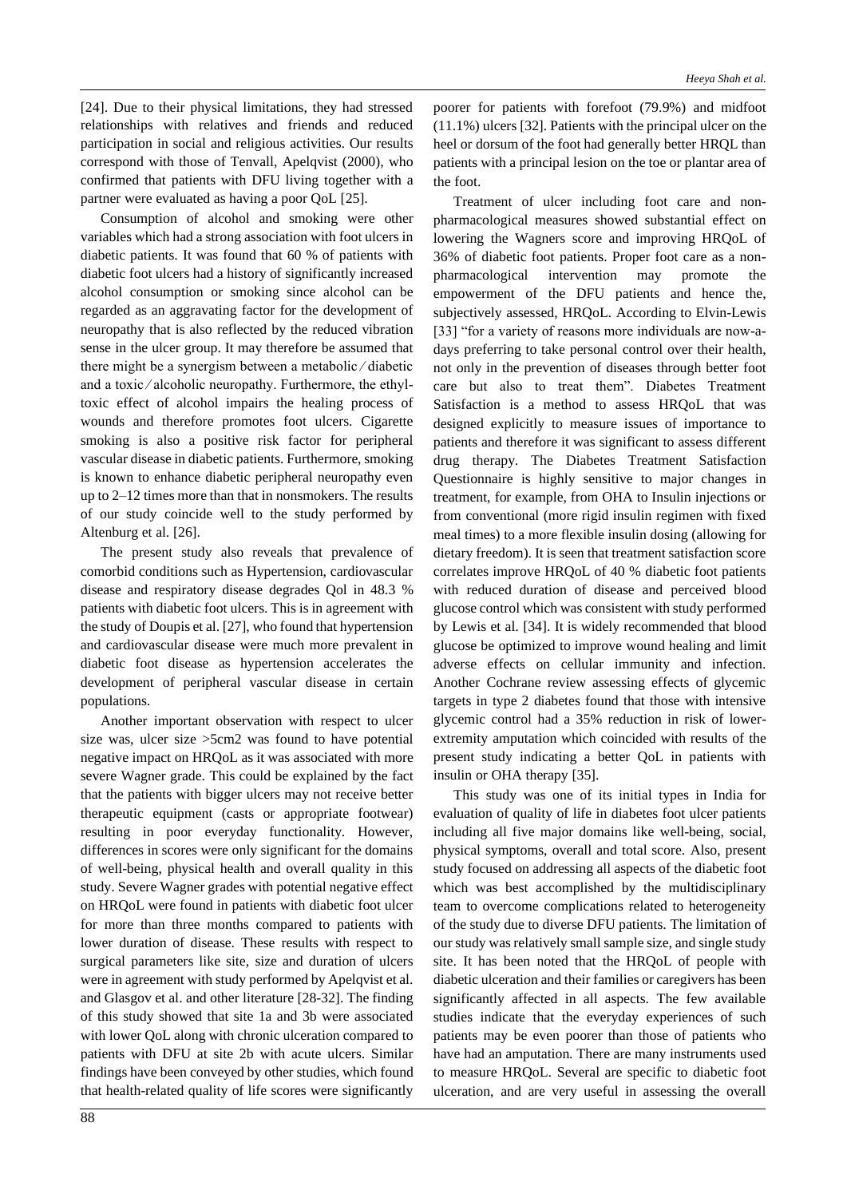[24]. Due to their physical limitations, they had stressed relationships with relatives and friends and reduced participation in social and religious activities. Our results correspond with those of Tenvall, Apelqvist (2000), who confirmed that patients with DFU living together with a partner were evaluated as having a poor QoL [25].

Consumption of alcohol and smoking were other variables which had a strong association with foot ulcers in diabetic patients. It was found that 60 % of patients with diabetic foot ulcers had a history of significantly increased alcohol consumption or smoking since alcohol can be regarded as an aggravating factor for the development of neuropathy that is also reflected by the reduced vibration sense in the ulcer group. It may therefore be assumed that there might be a synergism between a metabolic ⁄ diabetic and a toxic ⁄ alcoholic neuropathy. Furthermore, the ethyl-toxic effect of alcohol impairs the healing process of wounds and therefore promotes foot ulcers. Cigarette smoking is also a positive risk factor for peripheral vascular disease in diabetic patients. Furthermore, smoking is known to enhance diabetic peripheral neuropathy even up to 2–12 times more than that in nonsmokers. The results of our study coincide well to the study performed by Altenburg et al. [26].

The present study also reveals that prevalence of comorbid conditions such as Hypertension, cardiovascular disease and respiratory disease degrades Qol in 48.3 % patients with diabetic foot ulcers. This is in agreement with the study of Doupis et al. [27], who found that hypertension and cardiovascular disease were much more prevalent in diabetic foot disease as hypertension accelerates the development of peripheral vascular disease in certain populations.

Another important observation with respect to ulcer size was, ulcer size >5cm2 was found to have potential negative impact on HRQoL as it was associated with more severe Wagner grade. This could be explained by the fact that the patients with bigger ulcers may not receive better therapeutic equipment (casts or appropriate footwear) resulting in poor everyday functionality. However, differences in scores were only significant for the domains of well-being, physical health and overall quality in this study. Severe Wagner grades with potential negative effect on HRQoL were found in patients with diabetic foot ulcer for more than three months compared to patients with lower duration of disease. These results with respect to surgical parameters like site, size and duration of ulcers were in agreement with study performed by Apelqvist et al. and Glasgov et al. and other literature [28-32]. The finding of this study showed that site 1a and 3b were associated with lower QoL along with chronic ulceration compared to patients with DFU at site 2b with acute ulcers. Similar findings have been conveyed by other studies, which found that health-related quality of life scores were significantly poorer for patients with forefoot (79.9%) and midfoot (11.1%) ulcers [32]. Patients with the principal ulcer on the heel or dorsum of the foot had generally better HRQL than patients with a principal lesion on the toe or plantar area of the foot.

Treatment of ulcer including foot care and non-pharmacological measures showed substantial effect on lowering the Wagners score and improving HRQoL of 36% of diabetic foot patients. Proper foot care as a non-pharmacological intervention may promote the empowerment of the DFU patients and hence the, subjectively assessed, HRQoL. According to Elvin-Lewis [33] "for a variety of reasons more individuals are now-a-days preferring to take personal control over their health, not only in the prevention of diseases through better foot care but also to treat them". Diabetes Treatment Satisfaction is a method to assess HRQoL that was designed explicitly to measure issues of importance to patients and therefore it was significant to assess different drug therapy. The Diabetes Treatment Satisfaction Questionnaire is highly sensitive to major changes in treatment, for example, from OHA to Insulin injections or from conventional (more rigid insulin regimen with fixed meal times) to a more flexible insulin dosing (allowing for dietary freedom). It is seen that treatment satisfaction score correlates improve HRQoL of 40 % diabetic foot patients with reduced duration of disease and perceived blood glucose control which was consistent with study performed by Lewis et al. [34]. It is widely recommended that blood glucose be optimized to improve wound healing and limit adverse effects on cellular immunity and infection. Another Cochrane review assessing effects of glycemic targets in type 2 diabetes found that those with intensive glycemic control had a 35% reduction in risk of lower-extremity amputation which coincided with results of the present study indicating a better QoL in patients with insulin or OHA therapy [35].

This study was one of its initial types in India for evaluation of quality of life in diabetes foot ulcer patients including all five major domains like well-being, social, physical symptoms, overall and total score. Also, present study focused on addressing all aspects of the diabetic foot which was best accomplished by the multidisciplinary team to overcome complications related to heterogeneity of the study due to diverse DFU patients. The limitation of our study was relatively small sample size, and single study site. It has been noted that the HRQoL of people with diabetic ulceration and their families or caregivers has been significantly affected in all aspects. The few available studies indicate that the everyday experiences of such patients may be even poorer than those of patients who have had an amputation. There are many instruments used to measure HRQoL. Several are specific to diabetic foot ulceration, and are very useful in assessing the overall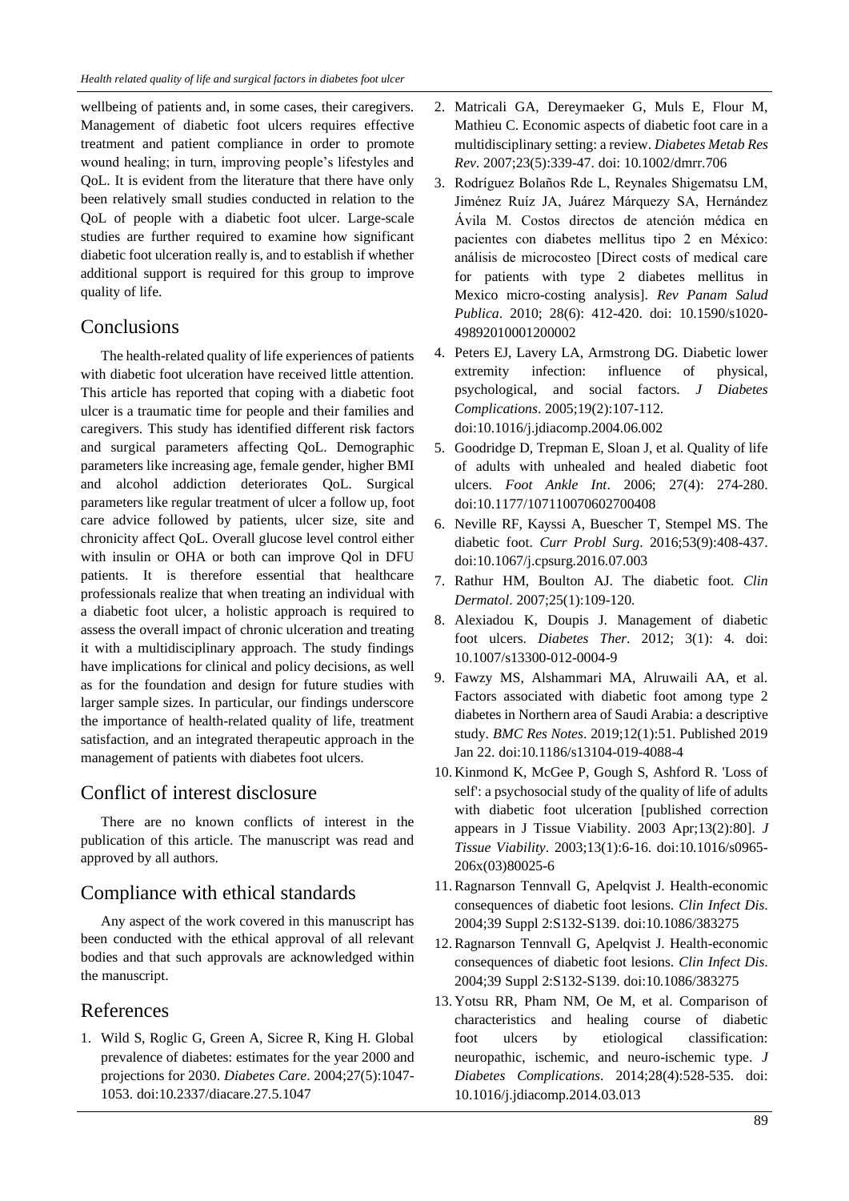wellbeing of patients and, in some cases, their caregivers. Management of diabetic foot ulcers requires effective treatment and patient compliance in order to promote wound healing; in turn, improving people's lifestyles and QoL. It is evident from the literature that there have only been relatively small studies conducted in relation to the QoL of people with a diabetic foot ulcer. Large-scale studies are further required to examine how significant diabetic foot ulceration really is, and to establish if whether additional support is required for this group to improve quality of life.

## Conclusions

The health-related quality of life experiences of patients with diabetic foot ulceration have received little attention. This article has reported that coping with a diabetic foot ulcer is a traumatic time for people and their families and caregivers. This study has identified different risk factors and surgical parameters affecting QoL. Demographic parameters like increasing age, female gender, higher BMI and alcohol addiction deteriorates QoL. Surgical parameters like regular treatment of ulcer a follow up, foot care advice followed by patients, ulcer size, site and chronicity affect QoL. Overall glucose level control either with insulin or OHA or both can improve Qol in DFU patients. It is therefore essential that healthcare professionals realize that when treating an individual with a diabetic foot ulcer, a holistic approach is required to assess the overall impact of chronic ulceration and treating it with a multidisciplinary approach. The study findings have implications for clinical and policy decisions, as well as for the foundation and design for future studies with larger sample sizes. In particular, our findings underscore the importance of health-related quality of life, treatment satisfaction, and an integrated therapeutic approach in the management of patients with diabetes foot ulcers.

## Conflict of interest disclosure

There are no known conflicts of interest in the publication of this article. The manuscript was read and approved by all authors.

## Compliance with ethical standards

Any aspect of the work covered in this manuscript has been conducted with the ethical approval of all relevant bodies and that such approvals are acknowledged within the manuscript.

## References

1. Wild S, Roglic G, Green A, Sicree R, King H. Global prevalence of diabetes: estimates for the year 2000 and projections for 2030. *Diabetes Care*. 2004;27(5):1047-1053. doi:10.2337/diacare.27.5.1047
2. Matricali GA, Dereymaeker G, Muls E, Flour M, Mathieu C. Economic aspects of diabetic foot care in a multidisciplinary setting: a review. *Diabetes Metab Res Rev*. 2007;23(5):339-47. doi: 10.1002/dmrr.706
3. Rodríguez Bolaños Rde L, Reynales Shigematsu LM, Jiménez Ruíz JA, Juárez Márquezy SA, Hernández Ávila M. Costos directos de atención médica en pacientes con diabetes mellitus tipo 2 en México: análisis de microcosteo [Direct costs of medical care for patients with type 2 diabetes mellitus in Mexico micro-costing analysis]. *Rev Panam Salud Publica*. 2010; 28(6): 412-420. doi: 10.1590/s1020-49892010001200002
4. Peters EJ, Lavery LA, Armstrong DG. Diabetic lower extremity infection: influence of physical, psychological, and social factors. *J Diabetes Complications*. 2005;19(2):107-112. doi:10.1016/j.jdiacomp.2004.06.002
5. Goodridge D, Trepman E, Sloan J, et al. Quality of life of adults with unhealed and healed diabetic foot ulcers. *Foot Ankle Int*. 2006; 27(4): 274-280. doi:10.1177/107110070602700408
6. Neville RF, Kayssi A, Buescher T, Stempel MS. The diabetic foot. *Curr Probl Surg*. 2016;53(9):408-437. doi:10.1067/j.cpsurg.2016.07.003
7. Rathur HM, Boulton AJ. The diabetic foot. *Clin Dermatol*. 2007;25(1):109-120.
8. Alexiadou K, Doupis J. Management of diabetic foot ulcers. *Diabetes Ther*. 2012; 3(1): 4. doi: 10.1007/s13300-012-0004-9
9. Fawzy MS, Alshammari MA, Alruwaili AA, et al. Factors associated with diabetic foot among type 2 diabetes in Northern area of Saudi Arabia: a descriptive study. *BMC Res Notes*. 2019;12(1):51. Published 2019 Jan 22. doi:10.1186/s13104-019-4088-4
10. Kinmond K, McGee P, Gough S, Ashford R. 'Loss of self': a psychosocial study of the quality of life of adults with diabetic foot ulceration [published correction appears in J Tissue Viability. 2003 Apr;13(2):80]. *J Tissue Viability*. 2003;13(1):6-16. doi:10.1016/s0965-206x(03)80025-6
11. Ragnarson Tennvall G, Apelqvist J. Health-economic consequences of diabetic foot lesions. *Clin Infect Dis*. 2004;39 Suppl 2:S132-S139. doi:10.1086/383275
12. Ragnarson Tennvall G, Apelqvist J. Health-economic consequences of diabetic foot lesions. *Clin Infect Dis*. 2004;39 Suppl 2:S132-S139. doi:10.1086/383275
13. Yotsu RR, Pham NM, Oe M, et al. Comparison of characteristics and healing course of diabetic foot ulcers by etiological classification: neuropathic, ischemic, and neuro-ischemic type. *J Diabetes Complications*. 2014;28(4):528-535. doi: 10.1016/j.jdiacomp.2014.03.013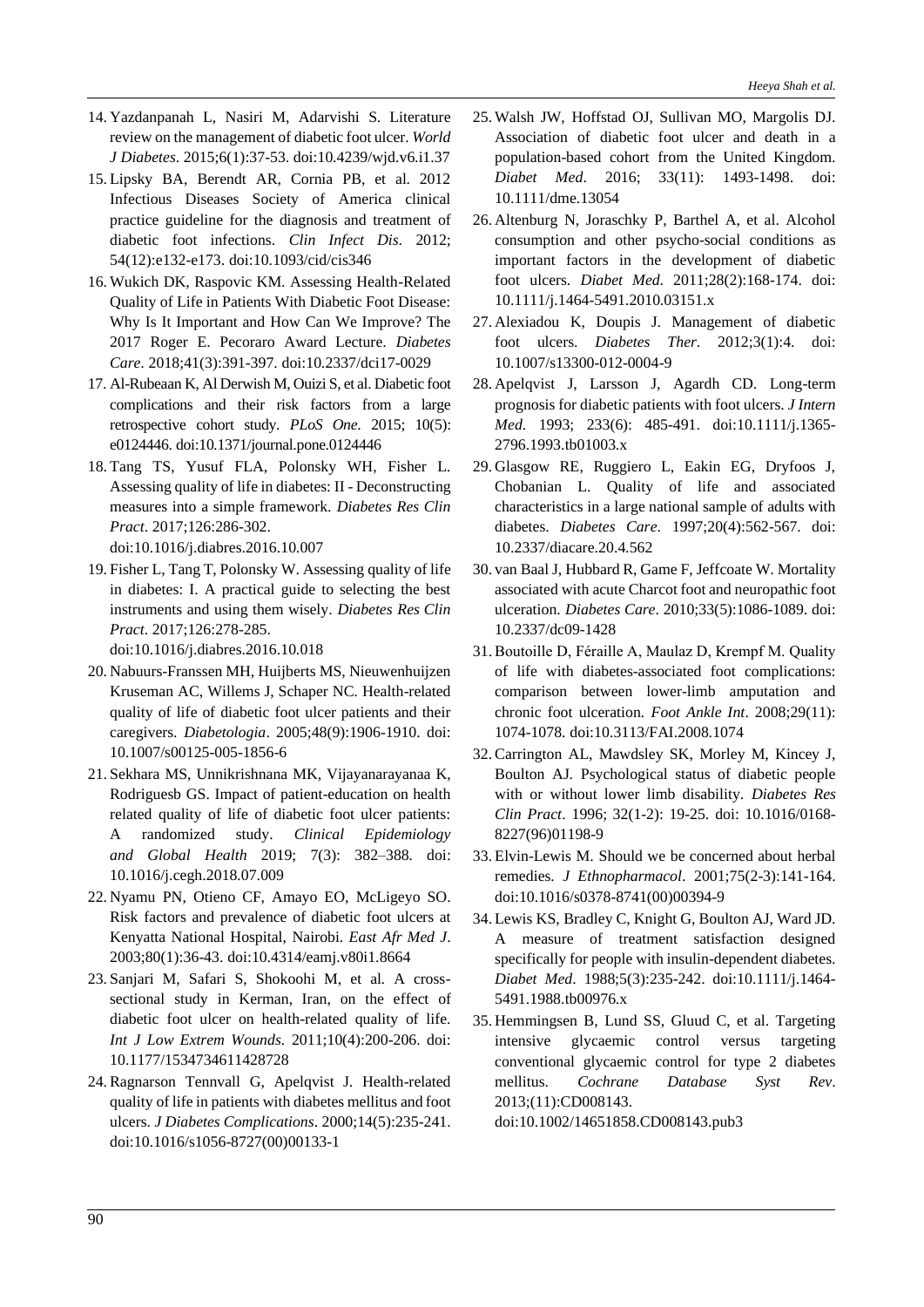14. Yazdanpanah L, Nasiri M, Adarvishi S. Literature review on the management of diabetic foot ulcer. *World J Diabetes*. 2015;6(1):37-53. doi:10.4239/wjd.v6.i1.37
15. Lipsky BA, Berendt AR, Cornia PB, et al. 2012 Infectious Diseases Society of America clinical practice guideline for the diagnosis and treatment of diabetic foot infections. *Clin Infect Dis*. 2012; 54(12):e132-e173. doi:10.1093/cid/cis346
16. Wukich DK, Raspovic KM. Assessing Health-Related Quality of Life in Patients With Diabetic Foot Disease: Why Is It Important and How Can We Improve? The 2017 Roger E. Pecoraro Award Lecture. *Diabetes Care*. 2018;41(3):391-397. doi:10.2337/dci17-0029
17. Al-Rubeaan K, Al Derwish M, Ouizi S, et al. Diabetic foot complications and their risk factors from a large retrospective cohort study. *PLoS One*. 2015; 10(5): e0124446. doi:10.1371/journal.pone.0124446
18. Tang TS, Yusuf FLA, Polonsky WH, Fisher L. Assessing quality of life in diabetes: II - Deconstructing measures into a simple framework. *Diabetes Res Clin Pract*. 2017;126:286-302. doi:10.1016/j.diabres.2016.10.007
19. Fisher L, Tang T, Polonsky W. Assessing quality of life in diabetes: I. A practical guide to selecting the best instruments and using them wisely. *Diabetes Res Clin Pract*. 2017;126:278-285. doi:10.1016/j.diabres.2016.10.018
20. Nabuurs-Franssen MH, Huijberts MS, Nieuwenhuijzen Kruseman AC, Willems J, Schaper NC. Health-related quality of life of diabetic foot ulcer patients and their caregivers. *Diabetologia*. 2005;48(9):1906-1910. doi: 10.1007/s00125-005-1856-6
21. Sekhara MS, Unnikrishnana MK, Vijayanarayanaa K, Rodriguesb GS. Impact of patient-education on health related quality of life of diabetic foot ulcer patients: A randomized study. *Clinical Epidemiology and Global Health* 2019; 7(3): 382–388. doi: 10.1016/j.cegh.2018.07.009
22. Nyamu PN, Otieno CF, Amayo EO, McLigeyo SO. Risk factors and prevalence of diabetic foot ulcers at Kenyatta National Hospital, Nairobi. *East Afr Med J*. 2003;80(1):36-43. doi:10.4314/eamj.v80i1.8664
23. Sanjari M, Safari S, Shokoohi M, et al. A cross-sectional study in Kerman, Iran, on the effect of diabetic foot ulcer on health-related quality of life. *Int J Low Extrem Wounds*. 2011;10(4):200-206. doi: 10.1177/1534734611428728
24. Ragnarson Tennvall G, Apelqvist J. Health-related quality of life in patients with diabetes mellitus and foot ulcers. *J Diabetes Complications*. 2000;14(5):235-241. doi:10.1016/s1056-8727(00)00133-1
25. Walsh JW, Hoffstad OJ, Sullivan MO, Margolis DJ. Association of diabetic foot ulcer and death in a population-based cohort from the United Kingdom. *Diabet Med*. 2016; 33(11): 1493-1498. doi: 10.1111/dme.13054
26. Altenburg N, Joraschky P, Barthel A, et al. Alcohol consumption and other psycho-social conditions as important factors in the development of diabetic foot ulcers. *Diabet Med*. 2011;28(2):168-174. doi: 10.1111/j.1464-5491.2010.03151.x
27. Alexiadou K, Doupis J. Management of diabetic foot ulcers. *Diabetes Ther*. 2012;3(1):4. doi: 10.1007/s13300-012-0004-9
28. Apelqvist J, Larsson J, Agardh CD. Long-term prognosis for diabetic patients with foot ulcers. *J Intern Med*. 1993; 233(6): 485-491. doi:10.1111/j.1365-2796.1993.tb01003.x
29. Glasgow RE, Ruggiero L, Eakin EG, Dryfoos J, Chobanian L. Quality of life and associated characteristics in a large national sample of adults with diabetes. *Diabetes Care*. 1997;20(4):562-567. doi: 10.2337/diacare.20.4.562
30. van Baal J, Hubbard R, Game F, Jeffcoate W. Mortality associated with acute Charcot foot and neuropathic foot ulceration. *Diabetes Care*. 2010;33(5):1086-1089. doi: 10.2337/dc09-1428
31. Boutoille D, Féraille A, Maulaz D, Krempf M. Quality of life with diabetes-associated foot complications: comparison between lower-limb amputation and chronic foot ulceration. *Foot Ankle Int*. 2008;29(11): 1074-1078. doi:10.3113/FAI.2008.1074
32. Carrington AL, Mawdsley SK, Morley M, Kincey J, Boulton AJ. Psychological status of diabetic people with or without lower limb disability. *Diabetes Res Clin Pract*. 1996; 32(1-2): 19-25. doi: 10.1016/0168-8227(96)01198-9
33. Elvin-Lewis M. Should we be concerned about herbal remedies. *J Ethnopharmacol*. 2001;75(2-3):141-164. doi:10.1016/s0378-8741(00)00394-9
34. Lewis KS, Bradley C, Knight G, Boulton AJ, Ward JD. A measure of treatment satisfaction designed specifically for people with insulin-dependent diabetes. *Diabet Med*. 1988;5(3):235-242. doi:10.1111/j.1464-5491.1988.tb00976.x
35. Hemmingsen B, Lund SS, Gluud C, et al. Targeting intensive glycaemic control versus targeting conventional glycaemic control for type 2 diabetes mellitus. *Cochrane Database Syst Rev*. 2013;(11):CD008143. doi:10.1002/14651858.CD008143.pub3